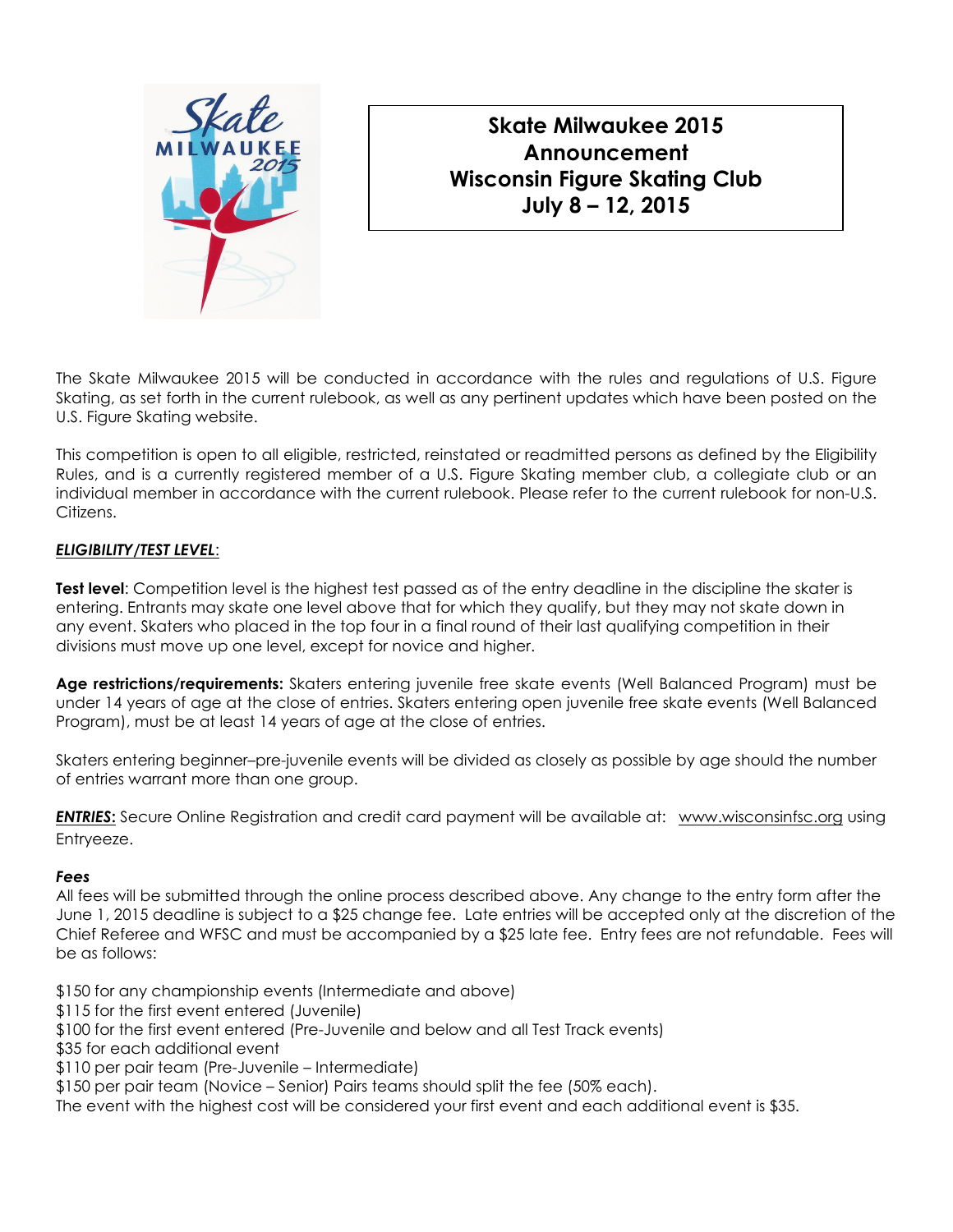# Skate Milwaukee 2015 Announcement Wisconsin Figure Skating Club July 8 – 12, 2015

The Skate Milwaukee 2015 will be conducted in accordance with the rules and regulations of U.S. Figure Skating, as set forth in the current rulebook, as well as any pertinent updates which have been posted on the U.S. Figure Skating website.

This competition is open to all eligible, restricted, reinstated or readmitted persons as defined by the Eligibility Rules, and is a currently registered member of a U.S. Figure Skating member club, a collegiate club or an individual member in accordance with the current rulebook. Please refer to the current rulebook for non-U.S. Citizens.

***ELIGIBILITY/TEST LEVEL***:

**Test level**: Competition level is the highest test passed as of the entry deadline in the discipline the skater is entering. Entrants may skate one level above that for which they qualify, but they may not skate down in any event. Skaters who placed in the top four in a final round of their last qualifying competition in their divisions must move up one level, except for novice and higher.

**Age restrictions/requirements:** Skaters entering juvenile free skate events (Well Balanced Program) must be under 14 years of age at the close of entries. Skaters entering open juvenile free skate events (Well Balanced Program), must be at least 14 years of age at the close of entries.

Skaters entering beginner–pre-juvenile events will be divided as closely as possible by age should the number of entries warrant more than one group.

***ENTRIES*:** Secure Online Registration and credit card payment will be available at: www.wisconsinfsc.org using Entryeeze.

***Fees***

All fees will be submitted through the online process described above. Any change to the entry form after the June 1, 2015 deadline is subject to a $25 change fee. Late entries will be accepted only at the discretion of the Chief Referee and WFSC and must be accompanied by a $25 late fee. Entry fees are not refundable. Fees will be as follows:

$150 for any championship events (Intermediate and above)
$115 for the first event entered (Juvenile)
$100 for the first event entered (Pre-Juvenile and below and all Test Track events)
$35 for each additional event
$110 per pair team (Pre-Juvenile – Intermediate)
$150 per pair team (Novice – Senior) Pairs teams should split the fee (50% each).
The event with the highest cost will be considered your first event and each additional event is $35.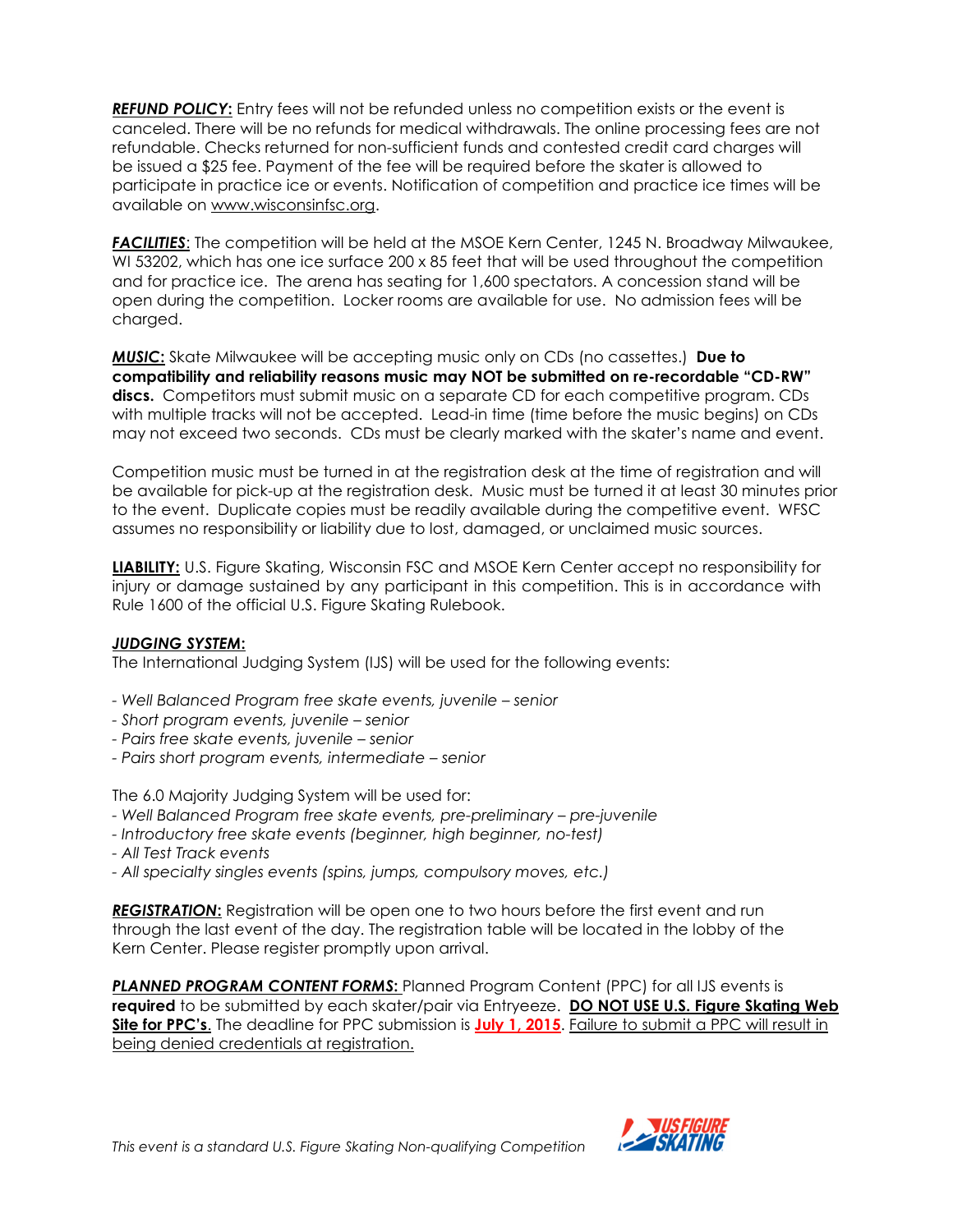***REFUND POLICY*:** Entry fees will not be refunded unless no competition exists or the event is canceled. There will be no refunds for medical withdrawals. The online processing fees are not refundable. Checks returned for non-sufficient funds and contested credit card charges will be issued a $25 fee. Payment of the fee will be required before the skater is allowed to participate in practice ice or events. Notification of competition and practice ice times will be available on www.wisconsinfsc.org.

***FACILITIES***: The competition will be held at the MSOE Kern Center, 1245 N. Broadway Milwaukee, WI 53202, which has one ice surface 200 x 85 feet that will be used throughout the competition and for practice ice. The arena has seating for 1,600 spectators. A concession stand will be open during the competition. Locker rooms are available for use. No admission fees will be charged.

***MUSIC*:** Skate Milwaukee will be accepting music only on CDs (no cassettes.) **Due to compatibility and reliability reasons music may NOT be submitted on re-recordable "CD-RW" discs.** Competitors must submit music on a separate CD for each competitive program. CDs with multiple tracks will not be accepted. Lead-in time (time before the music begins) on CDs may not exceed two seconds. CDs must be clearly marked with the skater's name and event.

Competition music must be turned in at the registration desk at the time of registration and will be available for pick-up at the registration desk. Music must be turned it at least 30 minutes prior to the event. Duplicate copies must be readily available during the competitive event. WFSC assumes no responsibility or liability due to lost, damaged, or unclaimed music sources.

**LIABILITY:** U.S. Figure Skating, Wisconsin FSC and MSOE Kern Center accept no responsibility for injury or damage sustained by any participant in this competition. This is in accordance with Rule 1600 of the official U.S. Figure Skating Rulebook.

***JUDGING SYSTEM*:**

The International Judging System (IJS) will be used for the following events:

- *Well Balanced Program free skate events, juvenile – senior*
- *Short program events, juvenile – senior*
- *Pairs free skate events, juvenile – senior*
- *Pairs short program events, intermediate – senior*

The 6.0 Majority Judging System will be used for:

- *Well Balanced Program free skate events, pre-preliminary – pre-juvenile*
- *Introductory free skate events (beginner, high beginner, no-test)*
- *All Test Track events*
- *All specialty singles events (spins, jumps, compulsory moves, etc.)*

***REGISTRATION*:** Registration will be open one to two hours before the first event and run through the last event of the day. The registration table will be located in the lobby of the Kern Center. Please register promptly upon arrival.

***PLANNED PROGRAM CONTENT FORMS*:** Planned Program Content (PPC) for all IJS events is **required** to be submitted by each skater/pair via Entryeeze. **DO NOT USE U.S. Figure Skating Web Site for PPC's**. The deadline for PPC submission is **July 1, 2015**. Failure to submit a PPC will result in being denied credentials at registration.

*This event is a standard U.S. Figure Skating Non-qualifying Competition*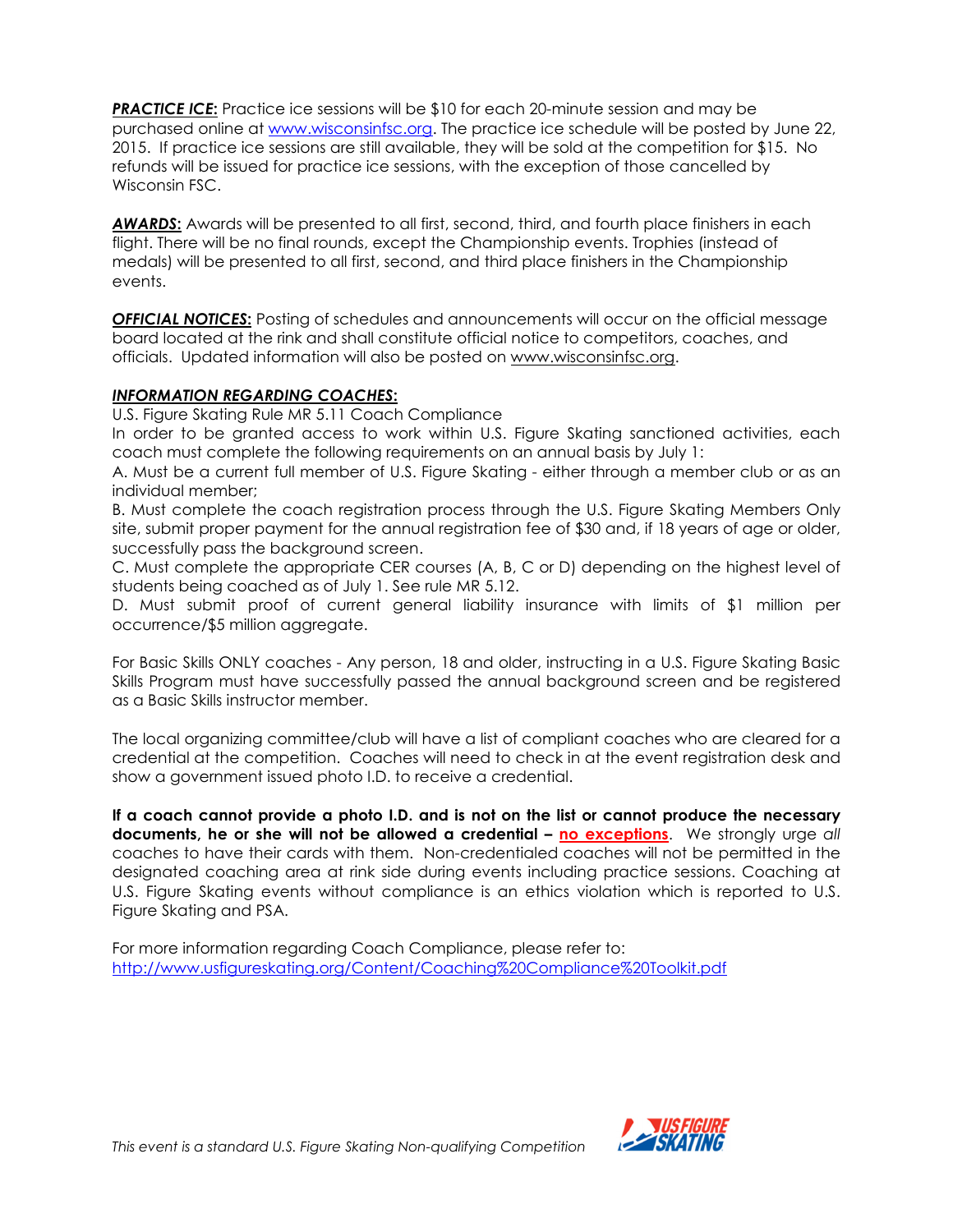***PRACTICE ICE*:** Practice ice sessions will be $10 for each 20-minute session and may be purchased online at www.wisconsinfsc.org. The practice ice schedule will be posted by June 22, 2015. If practice ice sessions are still available, they will be sold at the competition for $15. No refunds will be issued for practice ice sessions, with the exception of those cancelled by Wisconsin FSC.

***AWARDS*:** Awards will be presented to all first, second, third, and fourth place finishers in each flight. There will be no final rounds, except the Championship events. Trophies (instead of medals) will be presented to all first, second, and third place finishers in the Championship events.

***OFFICIAL NOTICES*:** Posting of schedules and announcements will occur on the official message board located at the rink and shall constitute official notice to competitors, coaches, and officials. Updated information will also be posted on www.wisconsinfsc.org.

***INFORMATION REGARDING COACHES*:**

U.S. Figure Skating Rule MR 5.11 Coach Compliance

In order to be granted access to work within U.S. Figure Skating sanctioned activities, each coach must complete the following requirements on an annual basis by July 1:

A. Must be a current full member of U.S. Figure Skating - either through a member club or as an individual member;

B. Must complete the coach registration process through the U.S. Figure Skating Members Only site, submit proper payment for the annual registration fee of $30 and, if 18 years of age or older, successfully pass the background screen.

C. Must complete the appropriate CER courses (A, B, C or D) depending on the highest level of students being coached as of July 1. See rule MR 5.12.

D. Must submit proof of current general liability insurance with limits of $1 million per occurrence/$5 million aggregate.

For Basic Skills ONLY coaches - Any person, 18 and older, instructing in a U.S. Figure Skating Basic Skills Program must have successfully passed the annual background screen and be registered as a Basic Skills instructor member.

The local organizing committee/club will have a list of compliant coaches who are cleared for a credential at the competition. Coaches will need to check in at the event registration desk and show a government issued photo I.D. to receive a credential.

**If a coach cannot provide a photo I.D. and is not on the list or cannot produce the necessary documents, he or she will not be allowed a credential – no exceptions**. We strongly urge *all* coaches to have their cards with them. Non-credentialed coaches will not be permitted in the designated coaching area at rink side during events including practice sessions. Coaching at U.S. Figure Skating events without compliance is an ethics violation which is reported to U.S. Figure Skating and PSA.

For more information regarding Coach Compliance, please refer to: http://www.usfigureskating.org/Content/Coaching%20Compliance%20Toolkit.pdf

*This event is a standard U.S. Figure Skating Non-qualifying Competition*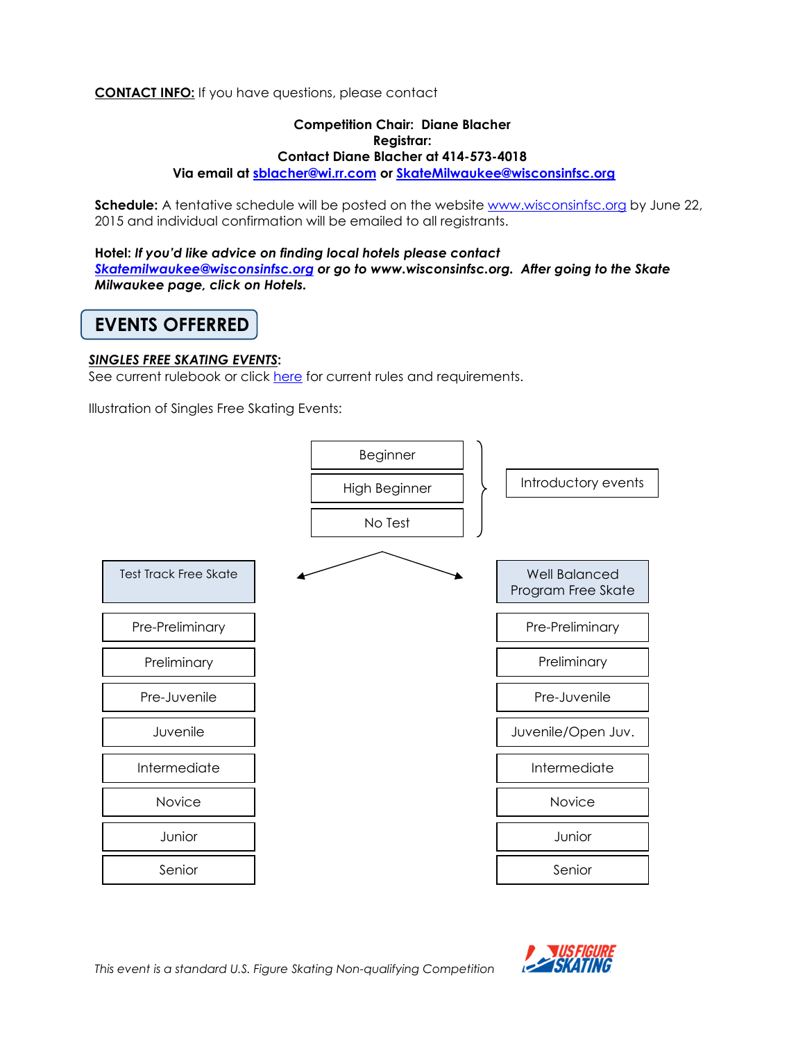**CONTACT INFO:** If you have questions, please contact

**Competition Chair: Diane Blacher**
**Registrar:**
**Contact Diane Blacher at 414-573-4018**
**Via email at sblacher@wi.rr.com or SkateMilwaukee@wisconsinfsc.org**

**Schedule:** A tentative schedule will be posted on the website www.wisconsinfsc.org by June 22, 2015 and individual confirmation will be emailed to all registrants.

**Hotel:** ***If you'd like advice on finding local hotels please contact Skatemilwaukee@wisconsinfsc.org or go to www.wisconsinfsc.org. After going to the Skate Milwaukee page, click on Hotels.***

## EVENTS OFFERRED

***SINGLES FREE SKATING EVENTS*:**
See current rulebook or click here for current rules and requirements.

Illustration of Singles Free Skating Events:

Introductory events:
- Beginner
- High Beginner
- No Test

| Test Track Free Skate | Well Balanced Program Free Skate |
|---|---|
| Pre-Preliminary | Pre-Preliminary |
| Preliminary | Preliminary |
| Pre-Juvenile | Pre-Juvenile |
| Juvenile | Juvenile/Open Juv. |
| Intermediate | Intermediate |
| Novice | Novice |
| Junior | Junior |
| Senior | Senior |

*This event is a standard U.S. Figure Skating Non-qualifying Competition*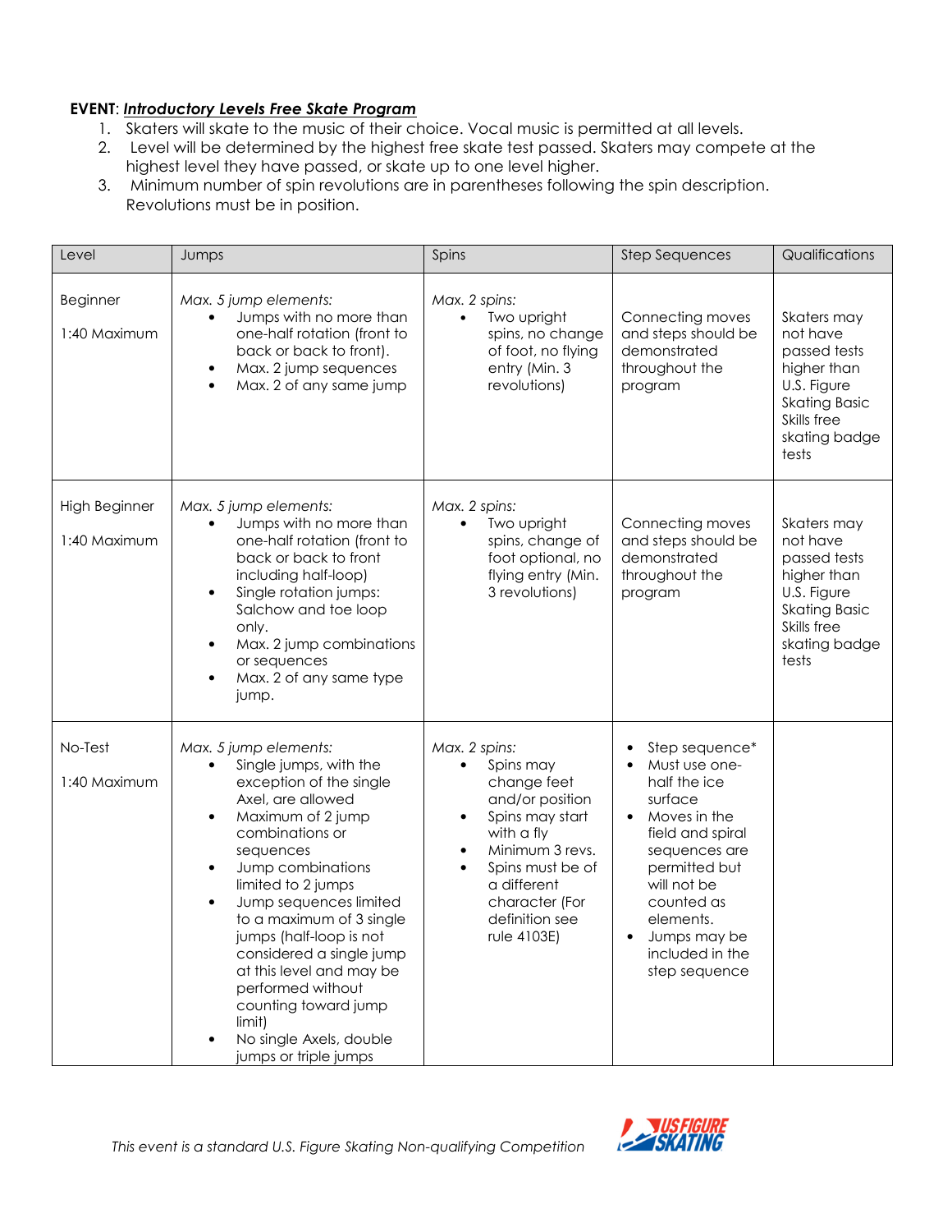**EVENT**: ***Introductory Levels Free Skate Program***

1. Skaters will skate to the music of their choice. Vocal music is permitted at all levels.
2. Level will be determined by the highest free skate test passed. Skaters may compete at the highest level they have passed, or skate up to one level higher.
3. Minimum number of spin revolutions are in parentheses following the spin description. Revolutions must be in position.

| Level | Jumps | Spins | Step Sequences | Qualifications |
|---|---|---|---|---|
| Beginner<br><br>1:40 Maximum | *Max. 5 jump elements:*<br>• Jumps with no more than one-half rotation (front to back or back to front).<br>• Max. 2 jump sequences<br>• Max. 2 of any same jump | *Max. 2 spins:*<br>• Two upright spins, no change of foot, no flying entry (Min. 3 revolutions) | Connecting moves and steps should be demonstrated throughout the program | Skaters may not have passed tests higher than U.S. Figure Skating Basic Skills free skating badge tests |
| High Beginner<br><br>1:40 Maximum | *Max. 5 jump elements:*<br>• Jumps with no more than one-half rotation (front to back or back to front including half-loop)<br>• Single rotation jumps: Salchow and toe loop only.<br>• Max. 2 jump combinations or sequences<br>• Max. 2 of any same type jump. | *Max. 2 spins:*<br>• Two upright spins, change of foot optional, no flying entry (Min. 3 revolutions) | Connecting moves and steps should be demonstrated throughout the program | Skaters may not have passed tests higher than U.S. Figure Skating Basic Skills free skating badge tests |
| No-Test<br><br>1:40 Maximum | *Max. 5 jump elements:*<br>• Single jumps, with the exception of the single Axel, are allowed<br>• Maximum of 2 jump combinations or sequences<br>• Jump combinations limited to 2 jumps<br>• Jump sequences limited to a maximum of 3 single jumps (half-loop is not considered a single jump at this level and may be performed without counting toward jump limit)<br>• No single Axels, double jumps or triple jumps | *Max. 2 spins:*<br>• Spins may change feet and/or position<br>• Spins may start with a fly<br>• Minimum 3 revs.<br>• Spins must be of a different character (For definition see rule 4103E) | • Step sequence*<br>• Must use one-half the ice surface<br>• Moves in the field and spiral sequences are permitted but will not be counted as elements.<br>• Jumps may be included in the step sequence | |

*This event is a standard U.S. Figure Skating Non-qualifying Competition*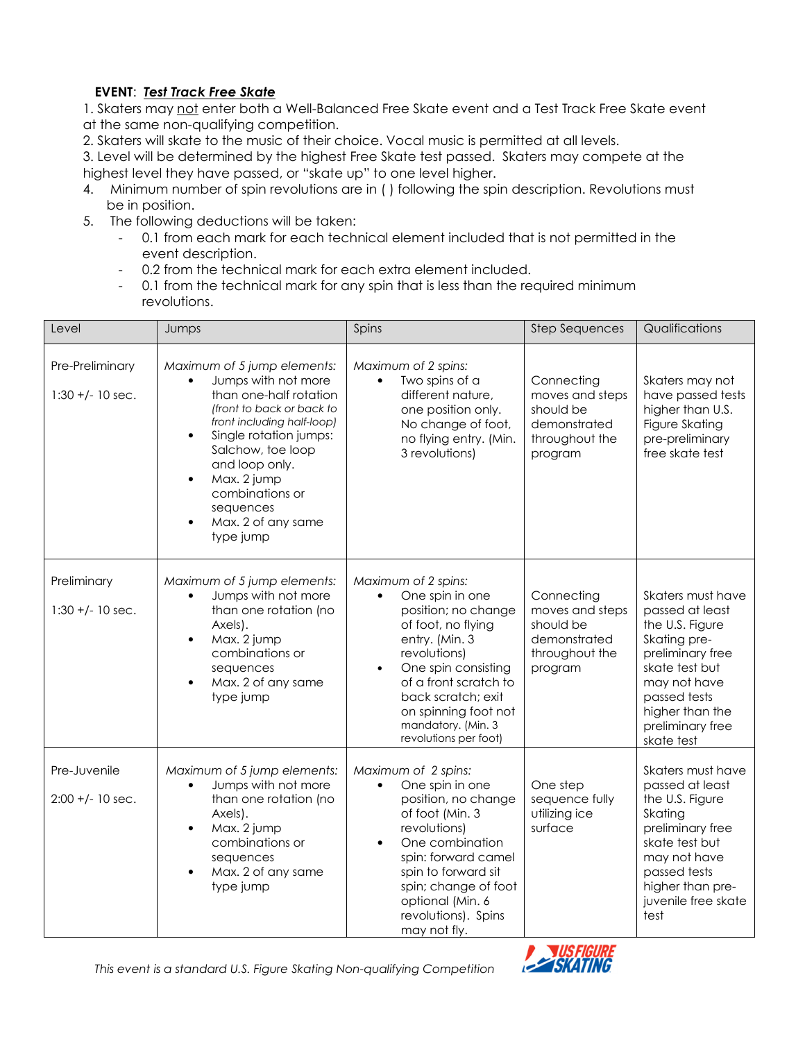**EVENT**: ***Test Track Free Skate***

1. Skaters may not enter both a Well-Balanced Free Skate event and a Test Track Free Skate event at the same non-qualifying competition.
2. Skaters will skate to the music of their choice. Vocal music is permitted at all levels.
3. Level will be determined by the highest Free Skate test passed. Skaters may compete at the highest level they have passed, or "skate up" to one level higher.
4. Minimum number of spin revolutions are in ( ) following the spin description. Revolutions must be in position.
5. The following deductions will be taken:
   - 0.1 from each mark for each technical element included that is not permitted in the event description.
   - 0.2 from the technical mark for each extra element included.
   - 0.1 from the technical mark for any spin that is less than the required minimum revolutions.

| Level | Jumps | Spins | Step Sequences | Qualifications |
|---|---|---|---|---|
| Pre-Preliminary<br><br>1:30 +/- 10 sec. | *Maximum of 5 jump elements:*<br>• Jumps with not more than one-half rotation *(front to back or back to front including half-loop)*<br>• Single rotation jumps: Salchow, toe loop and loop only.<br>• Max. 2 jump combinations or sequences<br>• Max. 2 of any same type jump | *Maximum of 2 spins:*<br>• Two spins of a different nature, one position only. No change of foot, no flying entry. (Min. 3 revolutions) | Connecting moves and steps should be demonstrated throughout the program | Skaters may not have passed tests higher than U.S. Figure Skating pre-preliminary free skate test |
| Preliminary<br><br>1:30 +/- 10 sec. | *Maximum of 5 jump elements:*<br>• Jumps with not more than one rotation (no Axels).<br>• Max. 2 jump combinations or sequences<br>• Max. 2 of any same type jump | *Maximum of 2 spins:*<br>• One spin in one position; no change of foot, no flying entry. (Min. 3 revolutions)<br>• One spin consisting of a front scratch to back scratch; exit on spinning foot not mandatory. (Min. 3 revolutions per foot) | Connecting moves and steps should be demonstrated throughout the program | Skaters must have passed at least the U.S. Figure Skating pre-preliminary free skate test but may not have passed tests higher than the preliminary free skate test |
| Pre-Juvenile<br><br>2:00 +/- 10 sec. | *Maximum of 5 jump elements:*<br>• Jumps with not more than one rotation (no Axels).<br>• Max. 2 jump combinations or sequences<br>• Max. 2 of any same type jump | *Maximum of 2 spins:*<br>• One spin in one position, no change of foot (Min. 3 revolutions)<br>• One combination spin: forward camel spin to forward sit spin; change of foot optional (Min. 6 revolutions). Spins may not fly. | One step sequence fully utilizing ice surface | Skaters must have passed at least the U.S. Figure Skating preliminary free skate test but may not have passed tests higher than pre-juvenile free skate test |

*This event is a standard U.S. Figure Skating Non-qualifying Competition*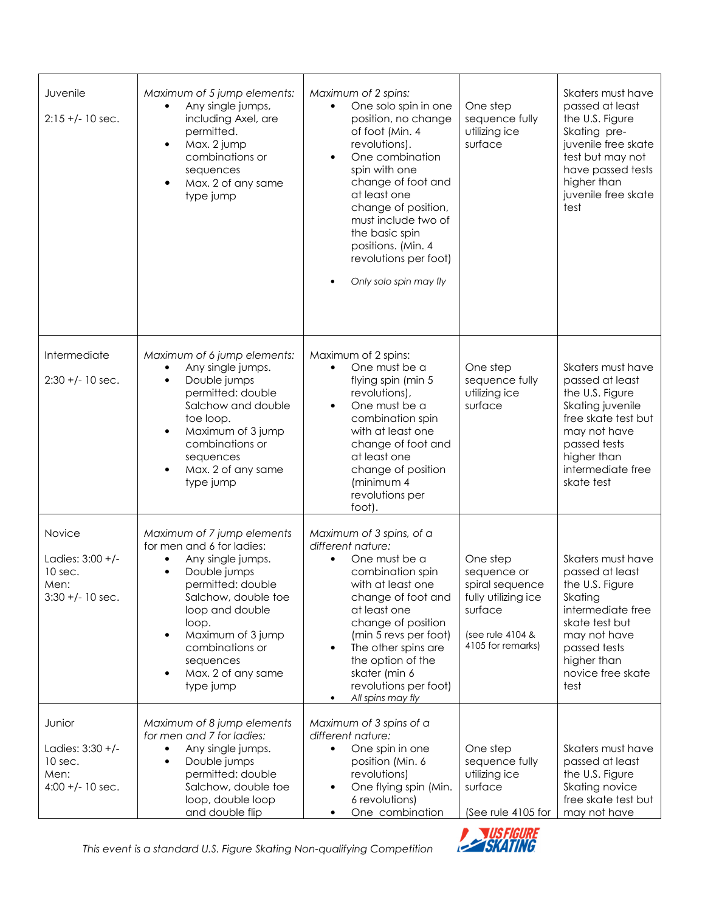| | | | | |
|---|---|---|---|---|
| Juvenile<br><br>2:15 +/- 10 sec. | *Maximum of 5 jump elements:*<br>• Any single jumps, including Axel, are permitted.<br>• Max. 2 jump combinations or sequences<br>• Max. 2 of any same type jump | *Maximum of 2 spins:*<br>• One solo spin in one position, no change of foot (Min. 4 revolutions).<br>• One combination spin with one change of foot and at least one change of position, must include two of the basic spin positions. (Min. 4 revolutions per foot)<br>• *Only solo spin may fly* | One step sequence fully utilizing ice surface | Skaters must have passed at least the U.S. Figure Skating pre-juvenile free skate test but may not have passed tests higher than juvenile free skate test |
| Intermediate<br><br>2:30 +/- 10 sec. | *Maximum of 6 jump elements:*<br>• Any single jumps.<br>• Double jumps permitted: double Salchow and double toe loop.<br>• Maximum of 3 jump combinations or sequences<br>• Max. 2 of any same type jump | Maximum of 2 spins:<br>• One must be a flying spin (min 5 revolutions),<br>• One must be a combination spin with at least one change of foot and at least one change of position (minimum 4 revolutions per foot). | One step sequence fully utilizing ice surface | Skaters must have passed at least the U.S. Figure Skating juvenile free skate test but may not have passed tests higher than intermediate free skate test |
| Novice<br><br>Ladies: 3:00 +/- 10 sec.<br>Men:<br>3:30 +/- 10 sec. | *Maximum of 7 jump elements* for men and 6 for ladies:<br>• Any single jumps.<br>• Double jumps permitted: double Salchow, double toe loop and double loop.<br>• Maximum of 3 jump combinations or sequences<br>• Max. 2 of any same type jump | *Maximum of 3 spins, of a different nature:*<br>• One must be a combination spin with at least one change of foot and at least one change of position (min 5 revs per foot)<br>• The other spins are the option of the skater (min 6 revolutions per foot)<br>• *All spins may fly* | One step sequence or spiral sequence fully utilizing ice surface<br><br>(see rule 4104 & 4105 for remarks) | Skaters must have passed at least the U.S. Figure Skating intermediate free skate test but may not have passed tests higher than novice free skate test |
| Junior<br><br>Ladies: 3:30 +/- 10 sec.<br>Men:<br>4:00 +/- 10 sec. | *Maximum of 8 jump elements for men and 7 for ladies:*<br>• Any single jumps.<br>• Double jumps permitted: double Salchow, double toe loop, double loop and double flip | *Maximum of 3 spins of a different nature:*<br>• One spin in one position (Min. 6 revolutions)<br>• One flying spin (Min. 6 revolutions)<br>• One combination | One step sequence fully utilizing ice surface<br><br>(See rule 4105 for | Skaters must have passed at least the U.S. Figure Skating novice free skate test but may not have |

*This event is a standard U.S. Figure Skating Non-qualifying Competition*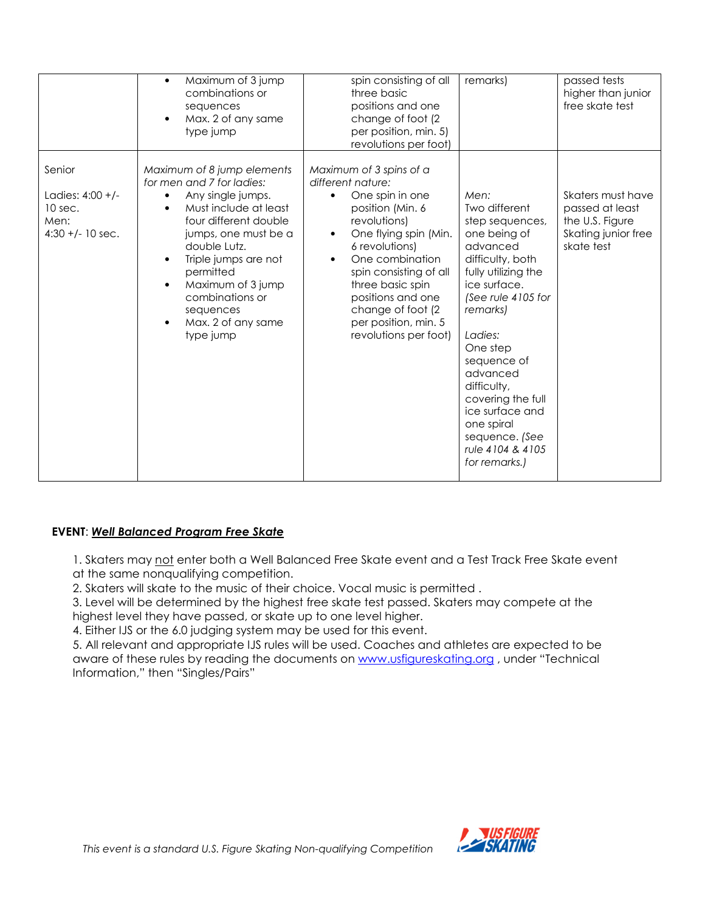| | | | | |
|---|---|---|---|---|
| | • Maximum of 3 jump combinations or sequences<br>• Max. 2 of any same type jump | spin consisting of all three basic positions and one change of foot (2 per position, min. 5) revolutions per foot) | remarks) | passed tests higher than junior free skate test |
| Senior<br><br>Ladies: 4:00 +/- 10 sec.<br>Men: 4:30 +/- 10 sec. | *Maximum of 8 jump elements for men and 7 for ladies:*<br>• Any single jumps.<br>• Must include at least four different double jumps, one must be a double Lutz.<br>• Triple jumps are not permitted<br>• Maximum of 3 jump combinations or sequences<br>• Max. 2 of any same type jump | *Maximum of 3 spins of a different nature:*<br>• One spin in one position (Min. 6 revolutions)<br>• One flying spin (Min. 6 revolutions)<br>• One combination spin consisting of all three basic spin positions and one change of foot (2 per position, min. 5 revolutions per foot) | *Men:*<br>Two different step sequences, one being of advanced difficulty, both fully utilizing the ice surface. *(See rule 4105 for remarks)*<br><br>*Ladies:*<br>One step sequence of advanced difficulty, covering the full ice surface and one spiral sequence. *(See rule 4104 & 4105 for remarks.)* | Skaters must have passed at least the U.S. Figure Skating junior free skate test |

**EVENT**: ***Well Balanced Program Free Skate***

1. Skaters may not enter both a Well Balanced Free Skate event and a Test Track Free Skate event at the same nonqualifying competition.
2. Skaters will skate to the music of their choice. Vocal music is permitted .
3. Level will be determined by the highest free skate test passed. Skaters may compete at the highest level they have passed, or skate up to one level higher.
4. Either IJS or the 6.0 judging system may be used for this event.
5. All relevant and appropriate IJS rules will be used. Coaches and athletes are expected to be aware of these rules by reading the documents on www.usfigureskating.org , under "Technical Information," then "Singles/Pairs"

*This event is a standard U.S. Figure Skating Non-qualifying Competition*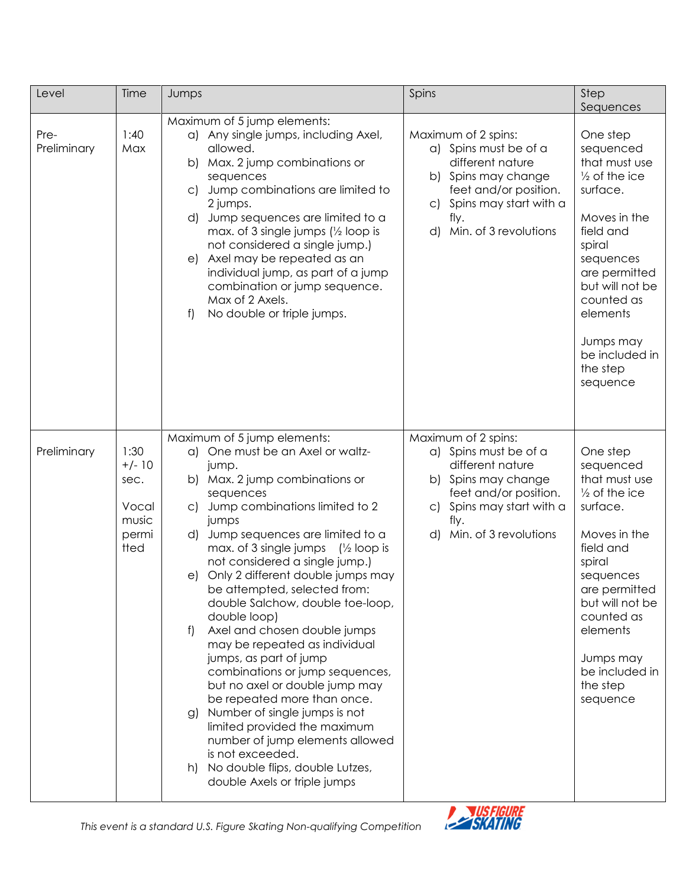| Level | Time | Jumps | Spins | Step Sequences |
|---|---|---|---|---|
| Pre-Preliminary | 1:40 Max | Maximum of 5 jump elements:<br>a) Any single jumps, including Axel, allowed.<br>b) Max. 2 jump combinations or sequences<br>c) Jump combinations are limited to 2 jumps.<br>d) Jump sequences are limited to a max. of 3 single jumps (½ loop is not considered a single jump.)<br>e) Axel may be repeated as an individual jump, as part of a jump combination or jump sequence. Max of 2 Axels.<br>f) No double or triple jumps. | Maximum of 2 spins:<br>a) Spins must be of a different nature<br>b) Spins may change feet and/or position.<br>c) Spins may start with a fly.<br>d) Min. of 3 revolutions | One step sequenced that must use ½ of the ice surface.<br><br>Moves in the field and spiral sequences are permitted but will not be counted as elements<br><br>Jumps may be included in the step sequence |
| Preliminary | 1:30 +/- 10 sec.<br><br>Vocal music permitted | Maximum of 5 jump elements:<br>a) One must be an Axel or waltz-jump.<br>b) Max. 2 jump combinations or sequences<br>c) Jump combinations limited to 2 jumps<br>d) Jump sequences are limited to a max. of 3 single jumps (½ loop is not considered a single jump.)<br>e) Only 2 different double jumps may be attempted, selected from: double Salchow, double toe-loop, double loop)<br>f) Axel and chosen double jumps may be repeated as individual jumps, as part of jump combinations or jump sequences, but no axel or double jump may be repeated more than once.<br>g) Number of single jumps is not limited provided the maximum number of jump elements allowed is not exceeded.<br>h) No double flips, double Lutzes, double Axels or triple jumps | Maximum of 2 spins:<br>a) Spins must be of a different nature<br>b) Spins may change feet and/or position.<br>c) Spins may start with a fly.<br>d) Min. of 3 revolutions | One step sequenced that must use ½ of the ice surface.<br><br>Moves in the field and spiral sequences are permitted but will not be counted as elements<br><br>Jumps may be included in the step sequence |

*This event is a standard U.S. Figure Skating Non-qualifying Competition*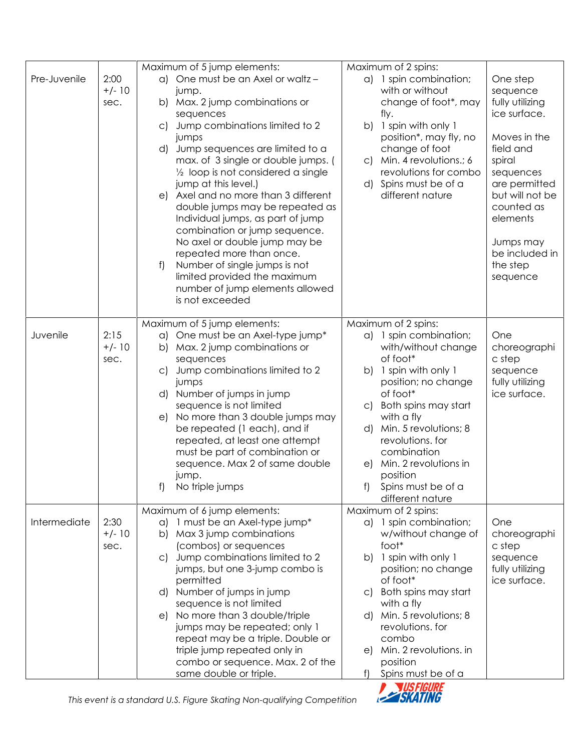| | | | | |
|---|---|---|---|---|
| Pre-Juvenile | 2:00 +/- 10 sec. | Maximum of 5 jump elements:<br>a) One must be an Axel or waltz – jump.<br>b) Max. 2 jump combinations or sequences<br>c) Jump combinations limited to 2 jumps<br>d) Jump sequences are limited to a max. of 3 single or double jumps. ( ½ loop is not considered a single jump at this level.)<br>e) Axel and no more than 3 different double jumps may be repeated as Individual jumps, as part of jump combination or jump sequence. No axel or double jump may be repeated more than once.<br>f) Number of single jumps is not limited provided the maximum number of jump elements allowed is not exceeded | Maximum of 2 spins:<br>a) 1 spin combination; with or without change of foot*, may fly.<br>b) 1 spin with only 1 position*, may fly, no change of foot<br>c) Min. 4 revolutions.; 6 revolutions for combo<br>d) Spins must be of a different nature | One step sequence fully utilizing ice surface.<br><br>Moves in the field and spiral sequences are permitted but will not be counted as elements<br><br>Jumps may be included in the step sequence |
| Juvenile | 2:15 +/- 10 sec. | Maximum of 5 jump elements:<br>a) One must be an Axel-type jump*<br>b) Max. 2 jump combinations or sequences<br>c) Jump combinations limited to 2 jumps<br>d) Number of jumps in jump sequence is not limited<br>e) No more than 3 double jumps may be repeated (1 each), and if repeated, at least one attempt must be part of combination or sequence. Max 2 of same double jump.<br>f) No triple jumps | Maximum of 2 spins:<br>a) 1 spin combination; with/without change of foot*<br>b) 1 spin with only 1 position; no change of foot*<br>c) Both spins may start with a fly<br>d) Min. 5 revolutions; 8 revolutions. for combination<br>e) Min. 2 revolutions in position<br>f) Spins must be of a different nature | One choreographic step sequence fully utilizing ice surface. |
| Intermediate | 2:30 +/- 10 sec. | Maximum of 6 jump elements:<br>a) 1 must be an Axel-type jump*<br>b) Max 3 jump combinations (combos) or sequences<br>c) Jump combinations limited to 2 jumps, but one 3-jump combo is permitted<br>d) Number of jumps in jump sequence is not limited<br>e) No more than 3 double/triple jumps may be repeated; only 1 repeat may be a triple. Double or triple jump repeated only in combo or sequence. Max. 2 of the same double or triple. | Maximum of 2 spins:<br>a) 1 spin combination; w/without change of foot*<br>b) 1 spin with only 1 position; no change of foot*<br>c) Both spins may start with a fly<br>d) Min. 5 revolutions; 8 revolutions. for combo<br>e) Min. 2 revolutions. in position<br>f) Spins must be of a | One choreographic step sequence fully utilizing ice surface. |

*This event is a standard U.S. Figure Skating Non-qualifying Competition*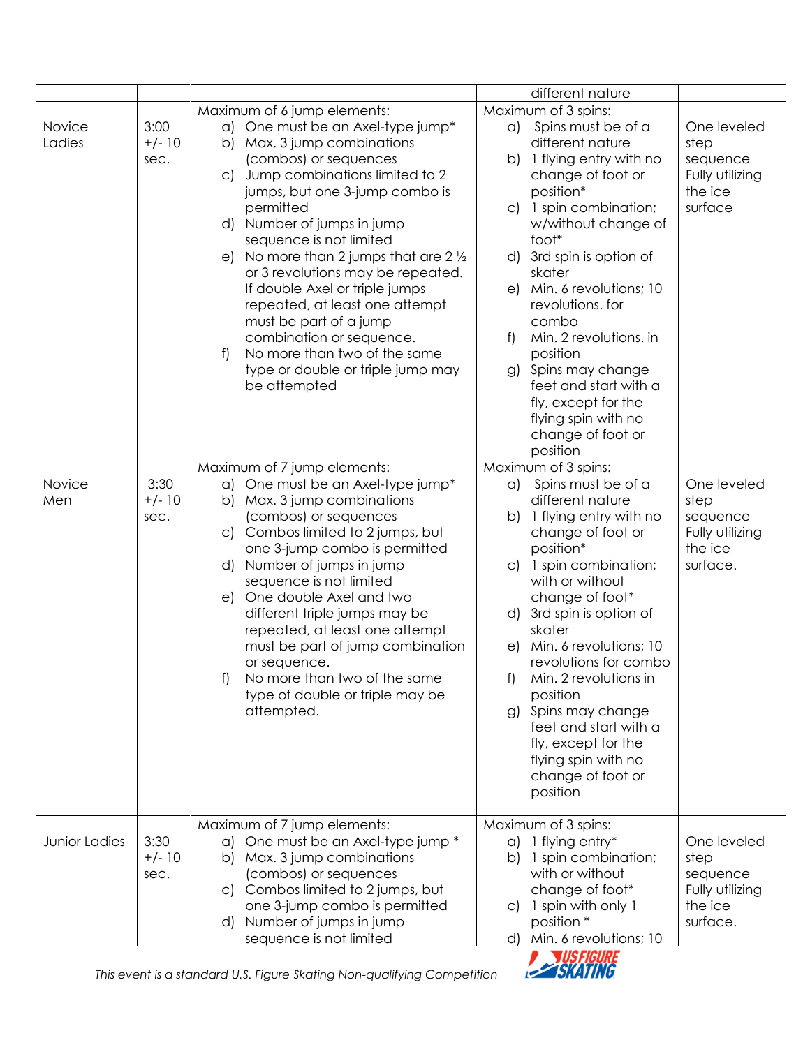| | | | | |
|---|---|---|---|---|
| | | | different nature | |
| Novice Ladies | 3:00 +/- 10 sec. | Maximum of 6 jump elements:<br>a) One must be an Axel-type jump*<br>b) Max. 3 jump combinations (combos) or sequences<br>c) Jump combinations limited to 2 jumps, but one 3-jump combo is permitted<br>d) Number of jumps in jump sequence is not limited<br>e) No more than 2 jumps that are 2 ½ or 3 revolutions may be repeated. If double Axel or triple jumps repeated, at least one attempt must be part of a jump combination or sequence.<br>f) No more than two of the same type or double or triple jump may be attempted | Maximum of 3 spins:<br>a) Spins must be of a different nature<br>b) 1 flying entry with no change of foot or position*<br>c) 1 spin combination; w/without change of foot*<br>d) 3rd spin is option of skater<br>e) Min. 6 revolutions; 10 revolutions. for combo<br>f) Min. 2 revolutions. in position<br>g) Spins may change feet and start with a fly, except for the flying spin with no change of foot or position | One leveled step sequence Fully utilizing the ice surface |
| Novice Men | 3:30 +/- 10 sec. | Maximum of 7 jump elements:<br>a) One must be an Axel-type jump*<br>b) Max. 3 jump combinations (combos) or sequences<br>c) Combos limited to 2 jumps, but one 3-jump combo is permitted<br>d) Number of jumps in jump sequence is not limited<br>e) One double Axel and two different triple jumps may be repeated, at least one attempt must be part of jump combination or sequence.<br>f) No more than two of the same type of double or triple may be attempted. | Maximum of 3 spins:<br>a) Spins must be of a different nature<br>b) 1 flying entry with no change of foot or position*<br>c) 1 spin combination; with or without change of foot*<br>d) 3rd spin is option of skater<br>e) Min. 6 revolutions; 10 revolutions for combo<br>f) Min. 2 revolutions in position<br>g) Spins may change feet and start with a fly, except for the flying spin with no change of foot or position | One leveled step sequence Fully utilizing the ice surface. |
| Junior Ladies | 3:30 +/- 10 sec. | Maximum of 7 jump elements:<br>a) One must be an Axel-type jump *<br>b) Max. 3 jump combinations (combos) or sequences<br>c) Combos limited to 2 jumps, but one 3-jump combo is permitted<br>d) Number of jumps in jump sequence is not limited | Maximum of 3 spins:<br>a) 1 flying entry*<br>b) 1 spin combination; with or without change of foot*<br>c) 1 spin with only 1 position *<br>d) Min. 6 revolutions; 10 | One leveled step sequence Fully utilizing the ice surface. |

*This event is a standard U.S. Figure Skating Non-qualifying Competition*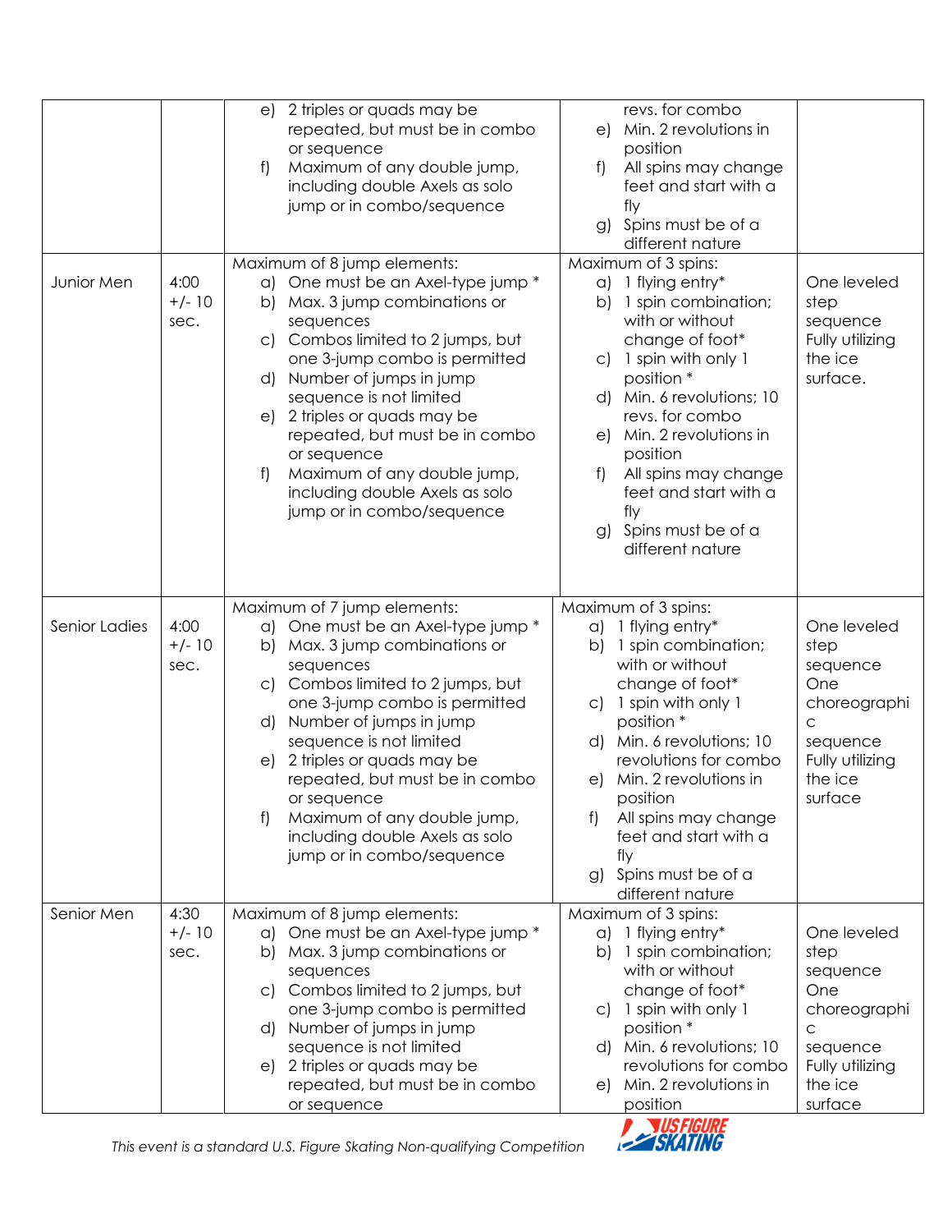| | | | | |
|---|---|---|---|---|
| | | e) 2 triples or quads may be repeated, but must be in combo or sequence<br>f) Maximum of any double jump, including double Axels as solo jump or in combo/sequence | revs. for combo<br>e) Min. 2 revolutions in position<br>f) All spins may change feet and start with a fly<br>g) Spins must be of a different nature | |
| Junior Men | 4:00 +/- 10 sec. | Maximum of 8 jump elements:<br>a) One must be an Axel-type jump *<br>b) Max. 3 jump combinations or sequences<br>c) Combos limited to 2 jumps, but one 3-jump combo is permitted<br>d) Number of jumps in jump sequence is not limited<br>e) 2 triples or quads may be repeated, but must be in combo or sequence<br>f) Maximum of any double jump, including double Axels as solo jump or in combo/sequence | Maximum of 3 spins:<br>a) 1 flying entry*<br>b) 1 spin combination; with or without change of foot*<br>c) 1 spin with only 1 position *<br>d) Min. 6 revolutions; 10 revs. for combo<br>e) Min. 2 revolutions in position<br>f) All spins may change feet and start with a fly<br>g) Spins must be of a different nature | One leveled step sequence Fully utilizing the ice surface. |
| Senior Ladies | 4:00 +/- 10 sec. | Maximum of 7 jump elements:<br>a) One must be an Axel-type jump *<br>b) Max. 3 jump combinations or sequences<br>c) Combos limited to 2 jumps, but one 3-jump combo is permitted<br>d) Number of jumps in jump sequence is not limited<br>e) 2 triples or quads may be repeated, but must be in combo or sequence<br>f) Maximum of any double jump, including double Axels as solo jump or in combo/sequence | Maximum of 3 spins:<br>a) 1 flying entry*<br>b) 1 spin combination; with or without change of foot*<br>c) 1 spin with only 1 position *<br>d) Min. 6 revolutions; 10 revolutions for combo<br>e) Min. 2 revolutions in position<br>f) All spins may change feet and start with a fly<br>g) Spins must be of a different nature | One leveled step sequence One choreographic sequence Fully utilizing the ice surface |
| Senior Men | 4:30 +/- 10 sec. | Maximum of 8 jump elements:<br>a) One must be an Axel-type jump *<br>b) Max. 3 jump combinations or sequences<br>c) Combos limited to 2 jumps, but one 3-jump combo is permitted<br>d) Number of jumps in jump sequence is not limited<br>e) 2 triples or quads may be repeated, but must be in combo or sequence | Maximum of 3 spins:<br>a) 1 flying entry*<br>b) 1 spin combination; with or without change of foot*<br>c) 1 spin with only 1 position *<br>d) Min. 6 revolutions; 10 revolutions for combo<br>e) Min. 2 revolutions in position | One leveled step sequence One choreographic sequence Fully utilizing the ice surface |

*This event is a standard U.S. Figure Skating Non-qualifying Competition*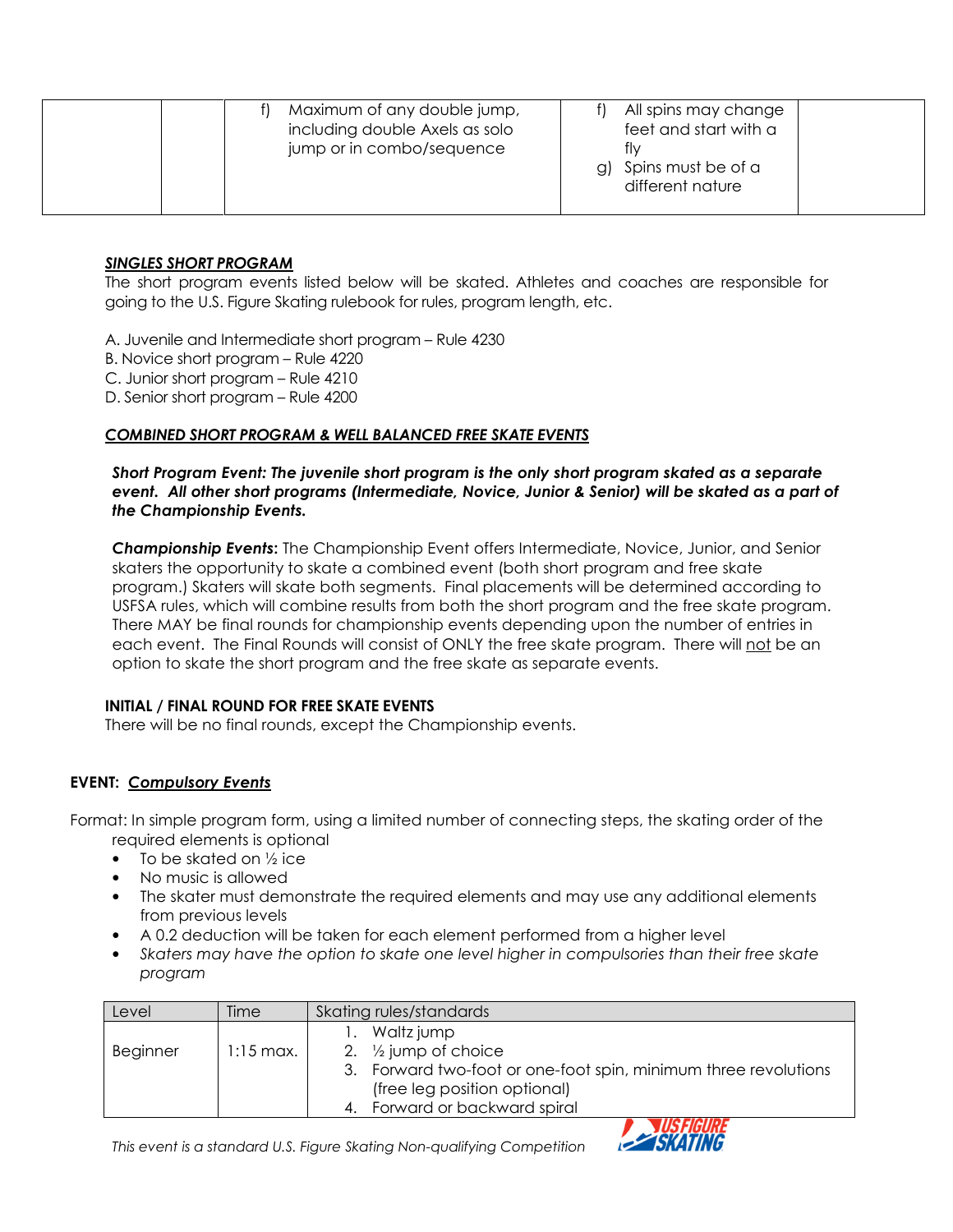|  |  | f) Maximum of any double jump, including double Axels as solo jump or in combo/sequence | f) All spins may change feet and start with a fly<br>g) Spins must be of a different nature |  |
|---|---|---|---|---|

***SINGLES SHORT PROGRAM***

The short program events listed below will be skated. Athletes and coaches are responsible for going to the U.S. Figure Skating rulebook for rules, program length, etc.

A. Juvenile and Intermediate short program – Rule 4230
B. Novice short program – Rule 4220
C. Junior short program – Rule 4210
D. Senior short program – Rule 4200

***COMBINED SHORT PROGRAM & WELL BALANCED FREE SKATE EVENTS***

***Short Program Event: The juvenile short program is the only short program skated as a separate event. All other short programs (Intermediate, Novice, Junior & Senior) will be skated as a part of the Championship Events.***

***Championship Events*:** The Championship Event offers Intermediate, Novice, Junior, and Senior skaters the opportunity to skate a combined event (both short program and free skate program.) Skaters will skate both segments. Final placements will be determined according to USFSA rules, which will combine results from both the short program and the free skate program. There MAY be final rounds for championship events depending upon the number of entries in each event. The Final Rounds will consist of ONLY the free skate program. There will not be an option to skate the short program and the free skate as separate events.

**INITIAL / FINAL ROUND FOR FREE SKATE EVENTS**

There will be no final rounds, except the Championship events.

**EVENT: *Compulsory Events***

Format: In simple program form, using a limited number of connecting steps, the skating order of the required elements is optional

- To be skated on ½ ice
- No music is allowed
- The skater must demonstrate the required elements and may use any additional elements from previous levels
- A 0.2 deduction will be taken for each element performed from a higher level
- *Skaters may have the option to skate one level higher in compulsories than their free skate program*

| Level | Time | Skating rules/standards |
|---|---|---|
| Beginner | 1:15 max. | 1. Waltz jump<br>2. ½ jump of choice<br>3. Forward two-foot or one-foot spin, minimum three revolutions (free leg position optional)<br>4. Forward or backward spiral |

*This event is a standard U.S. Figure Skating Non-qualifying Competition*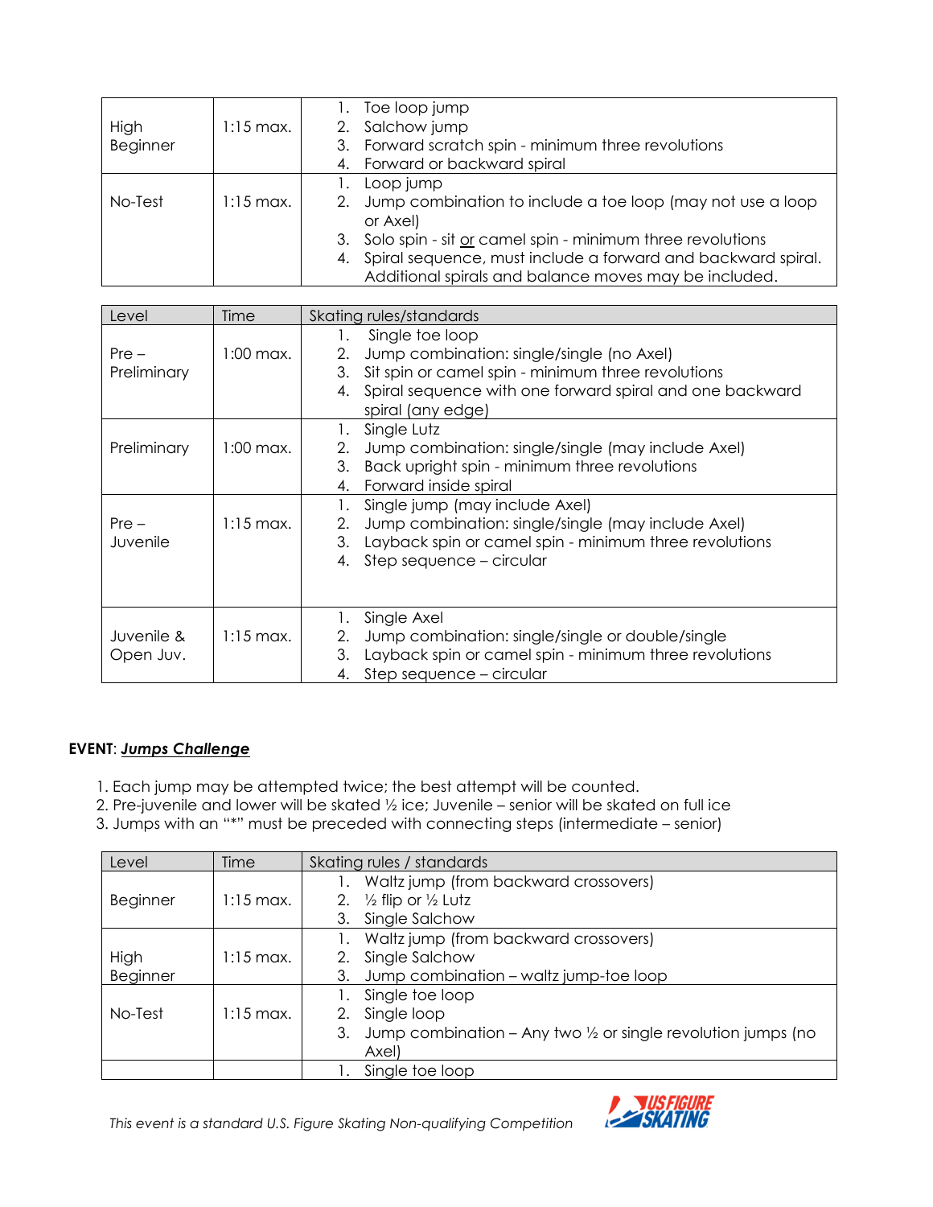| | | |
|---|---|---|
| High Beginner | 1:15 max. | 1. Toe loop jump<br>2. Salchow jump<br>3. Forward scratch spin - minimum three revolutions<br>4. Forward or backward spiral |
| No-Test | 1:15 max. | 1. Loop jump<br>2. Jump combination to include a toe loop (may not use a loop or Axel)<br>3. Solo spin - sit or camel spin - minimum three revolutions<br>4. Spiral sequence, must include a forward and backward spiral. Additional spirals and balance moves may be included. |

| Level | Time | Skating rules/standards |
|---|---|---|
| Pre – Preliminary | 1:00 max. | 1. Single toe loop<br>2. Jump combination: single/single (no Axel)<br>3. Sit spin or camel spin - minimum three revolutions<br>4. Spiral sequence with one forward spiral and one backward spiral (any edge) |
| Preliminary | 1:00 max. | 1. Single Lutz<br>2. Jump combination: single/single (may include Axel)<br>3. Back upright spin - minimum three revolutions<br>4. Forward inside spiral |
| Pre – Juvenile | 1:15 max. | 1. Single jump (may include Axel)<br>2. Jump combination: single/single (may include Axel)<br>3. Layback spin or camel spin - minimum three revolutions<br>4. Step sequence – circular |
| Juvenile & Open Juv. | 1:15 max. | 1. Single Axel<br>2. Jump combination: single/single or double/single<br>3. Layback spin or camel spin - minimum three revolutions<br>4. Step sequence – circular |

**EVENT**: ***Jumps Challenge***

1. Each jump may be attempted twice; the best attempt will be counted.
2. Pre-juvenile and lower will be skated ½ ice; Juvenile – senior will be skated on full ice
3. Jumps with an "*" must be preceded with connecting steps (intermediate – senior)

| Level | Time | Skating rules / standards |
|---|---|---|
| Beginner | 1:15 max. | 1. Waltz jump (from backward crossovers)<br>2. ½ flip or ½ Lutz<br>3. Single Salchow |
| High Beginner | 1:15 max. | 1. Waltz jump (from backward crossovers)<br>2. Single Salchow<br>3. Jump combination – waltz jump-toe loop |
| No-Test | 1:15 max. | 1. Single toe loop<br>2. Single loop<br>3. Jump combination – Any two ½ or single revolution jumps (no Axel) |
| | | 1. Single toe loop |

*This event is a standard U.S. Figure Skating Non-qualifying Competition*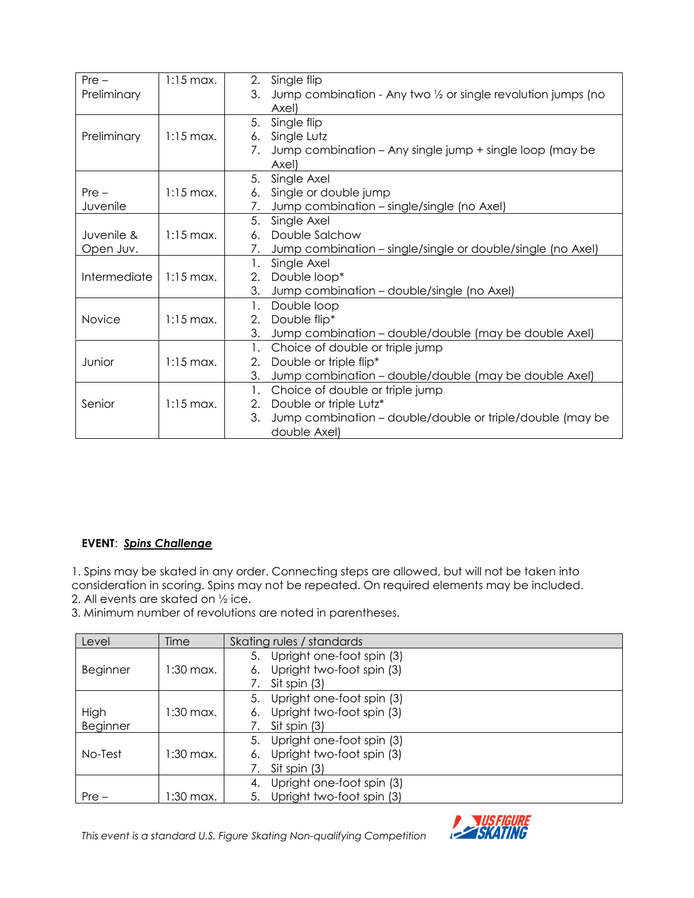| | | |
|---|---|---|
| Pre – Preliminary | 1:15 max. | 2. Single flip<br>3. Jump combination - Any two ½ or single revolution jumps (no Axel) |
| Preliminary | 1:15 max. | 5. Single flip<br>6. Single Lutz<br>7. Jump combination – Any single jump + single loop (may be Axel) |
| Pre – Juvenile | 1:15 max. | 5. Single Axel<br>6. Single or double jump<br>7. Jump combination – single/single (no Axel) |
| Juvenile & Open Juv. | 1:15 max. | 5. Single Axel<br>6. Double Salchow<br>7. Jump combination – single/single or double/single (no Axel) |
| Intermediate | 1:15 max. | 1. Single Axel<br>2. Double loop*<br>3. Jump combination – double/single (no Axel) |
| Novice | 1:15 max. | 1. Double loop<br>2. Double flip*<br>3. Jump combination – double/double (may be double Axel) |
| Junior | 1:15 max. | 1. Choice of double or triple jump<br>2. Double or triple flip*<br>3. Jump combination – double/double (may be double Axel) |
| Senior | 1:15 max. | 1. Choice of double or triple jump<br>2. Double or triple Lutz*<br>3. Jump combination – double/double or triple/double (may be double Axel) |

**EVENT**: ***Spins Challenge***

1. Spins may be skated in any order. Connecting steps are allowed, but will not be taken into consideration in scoring. Spins may not be repeated. On required elements may be included.
2. All events are skated on ½ ice.
3. Minimum number of revolutions are noted in parentheses.

| Level | Time | Skating rules / standards |
|---|---|---|
| Beginner | 1:30 max. | 5. Upright one-foot spin (3)<br>6. Upright two-foot spin (3)<br>7. Sit spin (3) |
| High Beginner | 1:30 max. | 5. Upright one-foot spin (3)<br>6. Upright two-foot spin (3)<br>7. Sit spin (3) |
| No-Test | 1:30 max. | 5. Upright one-foot spin (3)<br>6. Upright two-foot spin (3)<br>7. Sit spin (3) |
| Pre – | 1:30 max. | 4. Upright one-foot spin (3)<br>5. Upright two-foot spin (3) |

*This event is a standard U.S. Figure Skating Non-qualifying Competition*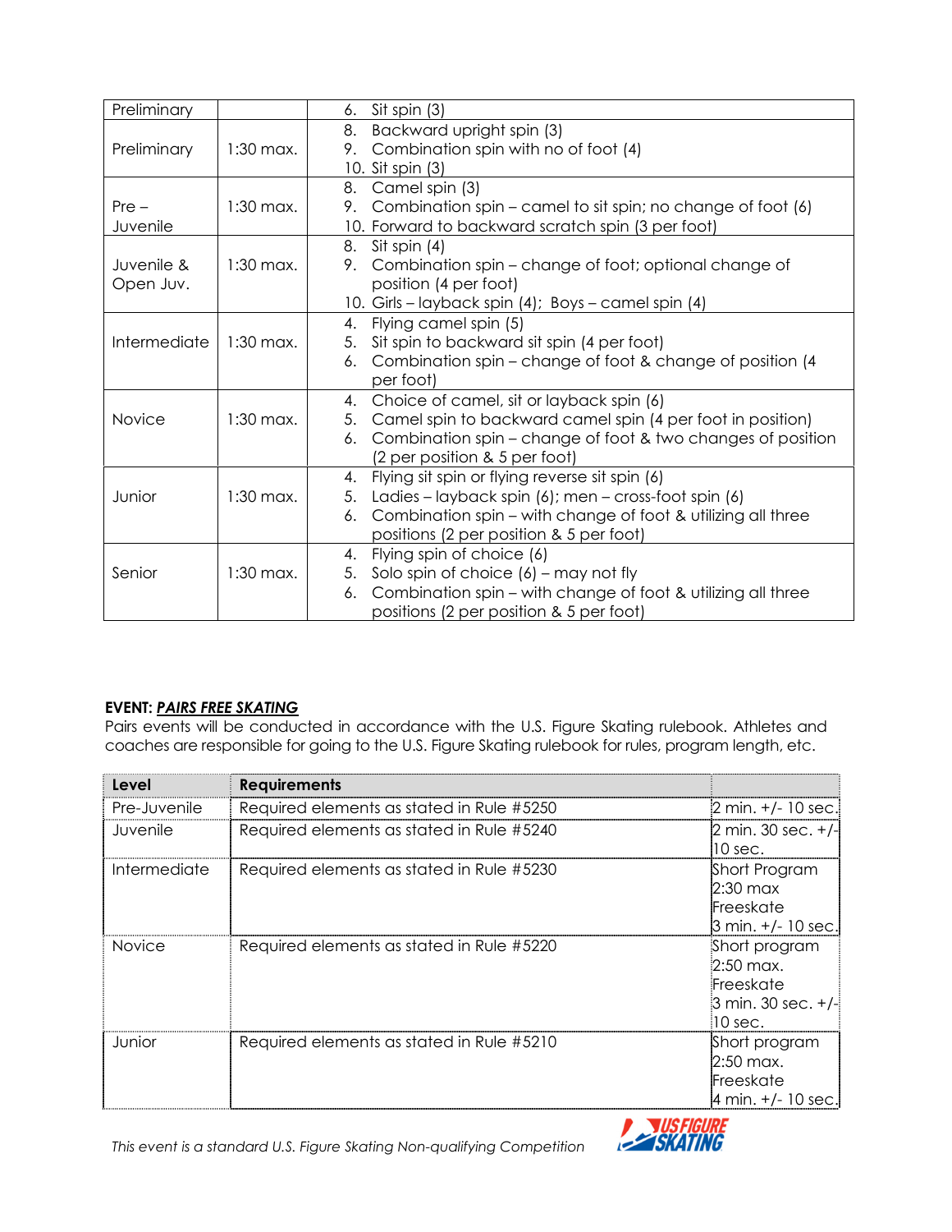| | | |
|---|---|---|
| Preliminary | | 6. Sit spin (3) |
| Preliminary | 1:30 max. | 8. Backward upright spin (3)<br>9. Combination spin with no of foot (4)<br>10. Sit spin (3) |
| Pre – Juvenile | 1:30 max. | 8. Camel spin (3)<br>9. Combination spin – camel to sit spin; no change of foot (6)<br>10. Forward to backward scratch spin (3 per foot) |
| Juvenile & Open Juv. | 1:30 max. | 8. Sit spin (4)<br>9. Combination spin – change of foot; optional change of position (4 per foot)<br>10. Girls – layback spin (4); Boys – camel spin (4) |
| Intermediate | 1:30 max. | 4. Flying camel spin (5)<br>5. Sit spin to backward sit spin (4 per foot)<br>6. Combination spin – change of foot & change of position (4 per foot) |
| Novice | 1:30 max. | 4. Choice of camel, sit or layback spin (6)<br>5. Camel spin to backward camel spin (4 per foot in position)<br>6. Combination spin – change of foot & two changes of position (2 per position & 5 per foot) |
| Junior | 1:30 max. | 4. Flying sit spin or flying reverse sit spin (6)<br>5. Ladies – layback spin (6); men – cross-foot spin (6)<br>6. Combination spin – with change of foot & utilizing all three positions (2 per position & 5 per foot) |
| Senior | 1:30 max. | 4. Flying spin of choice (6)<br>5. Solo spin of choice (6) – may not fly<br>6. Combination spin – with change of foot & utilizing all three positions (2 per position & 5 per foot) |

**EVENT: _PAIRS FREE SKATING_**

Pairs events will be conducted in accordance with the U.S. Figure Skating rulebook. Athletes and coaches are responsible for going to the U.S. Figure Skating rulebook for rules, program length, etc.

| Level | Requirements | |
|---|---|---|
| Pre-Juvenile | Required elements as stated in Rule #5250 | 2 min. +/- 10 sec. |
| Juvenile | Required elements as stated in Rule #5240 | 2 min. 30 sec. +/- 10 sec. |
| Intermediate | Required elements as stated in Rule #5230 | Short Program 2:30 max<br>Freeskate 3 min. +/- 10 sec. |
| Novice | Required elements as stated in Rule #5220 | Short program 2:50 max.<br>Freeskate 3 min. 30 sec. +/- 10 sec. |
| Junior | Required elements as stated in Rule #5210 | Short program 2:50 max.<br>Freeskate 4 min. +/- 10 sec. |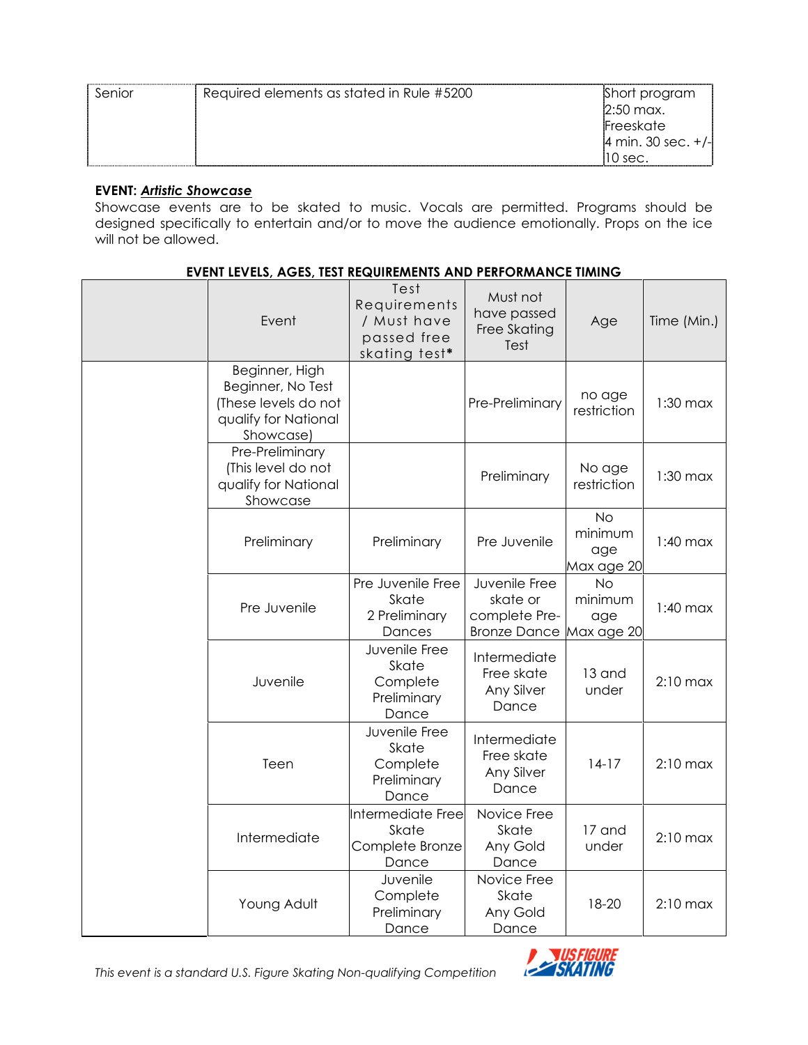| Senior | Required elements as stated in Rule #5200 | Short program 2:50 max. Freeskate 4 min. 30 sec. +/- 10 sec. |
|---|---|---|

**EVENT: *Artistic Showcase***

Showcase events are to be skated to music. Vocals are permitted. Programs should be designed specifically to entertain and/or to move the audience emotionally. Props on the ice will not be allowed.

**EVENT LEVELS, AGES, TEST REQUIREMENTS AND PERFORMANCE TIMING**

| | Event | Test Requirements / Must have passed free skating test* | Must not have passed Free Skating Test | Age | Time (Min.) |
|---|---|---|---|---|---|
| | Beginner, High Beginner, No Test (These levels do not qualify for National Showcase) | | Pre-Preliminary | no age restriction | 1:30 max |
| | Pre-Preliminary (This level do not qualify for National Showcase | | Preliminary | No age restriction | 1:30 max |
| | Preliminary | Preliminary | Pre Juvenile | No minimum age Max age 20 | 1:40 max |
| | Pre Juvenile | Pre Juvenile Free Skate 2 Preliminary Dances | Juvenile Free skate or complete Pre-Bronze Dance | No minimum age Max age 20 | 1:40 max |
| | Juvenile | Juvenile Free Skate Complete Preliminary Dance | Intermediate Free skate Any Silver Dance | 13 and under | 2:10 max |
| | Teen | Juvenile Free Skate Complete Preliminary Dance | Intermediate Free skate Any Silver Dance | 14-17 | 2:10 max |
| | Intermediate | Intermediate Free Skate Complete Bronze Dance | Novice Free Skate Any Gold Dance | 17 and under | 2:10 max |
| | Young Adult | Juvenile Complete Preliminary Dance | Novice Free Skate Any Gold Dance | 18-20 | 2:10 max |

*This event is a standard U.S. Figure Skating Non-qualifying Competition*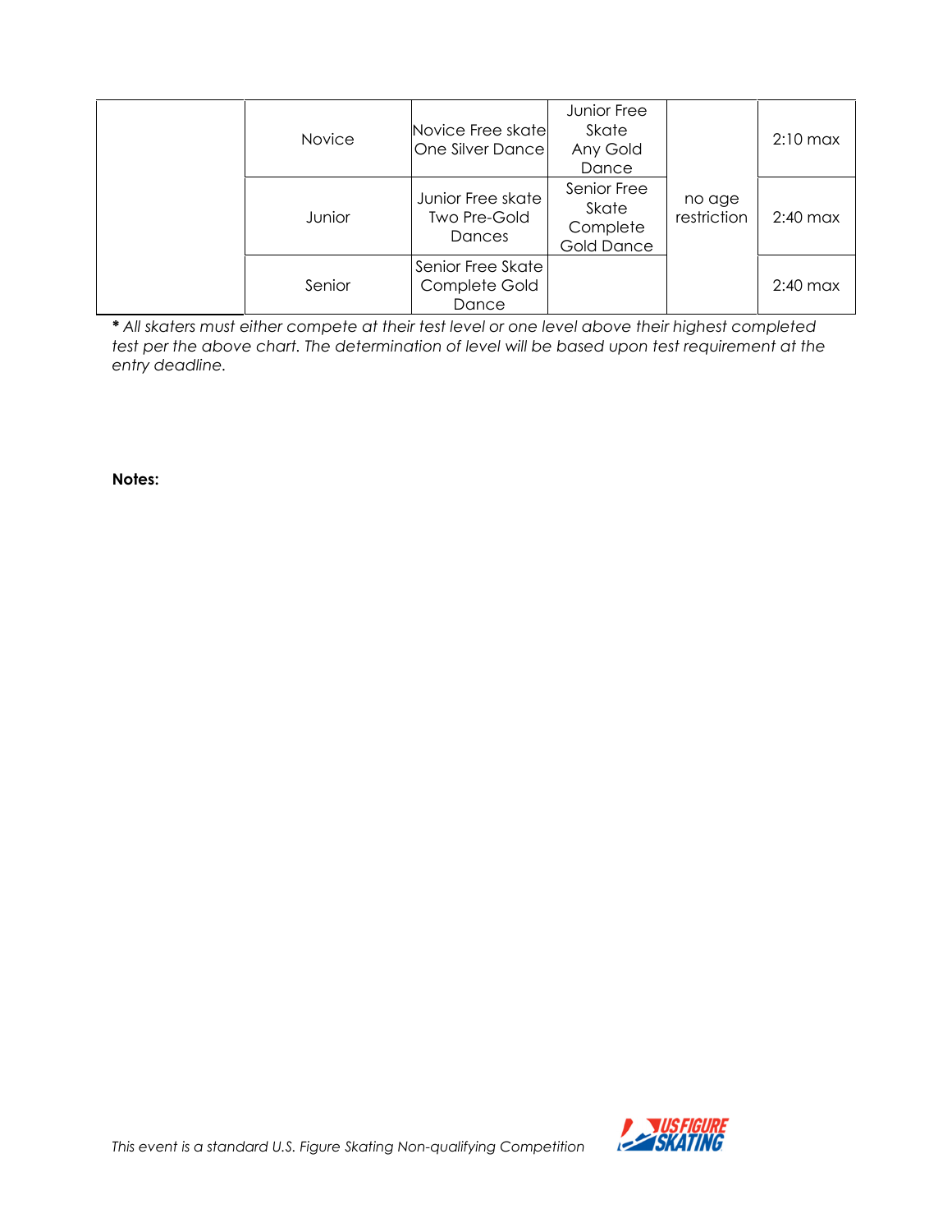| | | | | | |
|---|---|---|---|---|---|
| | Novice | Novice Free skate One Silver Dance | Junior Free Skate Any Gold Dance | no age restriction | 2:10 max |
| | Junior | Junior Free skate Two Pre-Gold Dances | Senior Free Skate Complete Gold Dance | | 2:40 max |
| | Senior | Senior Free Skate Complete Gold Dance | | | 2:40 max |

***** *All skaters must either compete at their test level or one level above their highest completed test per the above chart. The determination of level will be based upon test requirement at the entry deadline.*

**Notes:**

*This event is a standard U.S. Figure Skating Non-qualifying Competition*